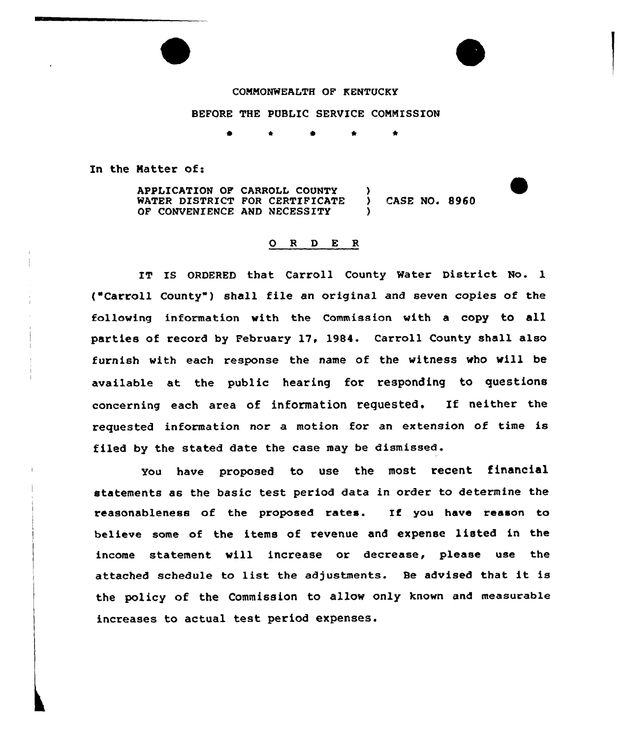COMMONWEALTH OF KENTUCKY

BEFORE THE PUBLIC SERVICE COMMISSION

\* \* \* \* \*

In the Matter of:

APPLICATION OF CARROLL COUNTY WATER DISTRICT FOR CERTIFICATE OF CONVENIENCE AND NECESSITY ) CASE NO. 8960

## O R D E R

IT IS ORDERED that Carroll County Water District No. 1 ("Carroll County") shall file an original and seven copies of the following information with the Commission with a copy to all parties of record by February 17, 1984. Carroll County shall also furnish with each response the name of the witness who will be available at the public hearing for responding to questions concerning each area of information requested. If neither the requested information nor a motion for an extension of time is filed by the stated date the case may be dismissed.

You have proposed to use the most recent financial statements as the basic test period data in order to determine the reasonableness of the proposed rates. If you have reason to believe some of the items of revenue and expense listed in the income statement will increase or decrease, please use the attached schedule to list the adjustments. Be advised that it is the policy of the Commission to allow only known and measurable increases to actual test period expenses.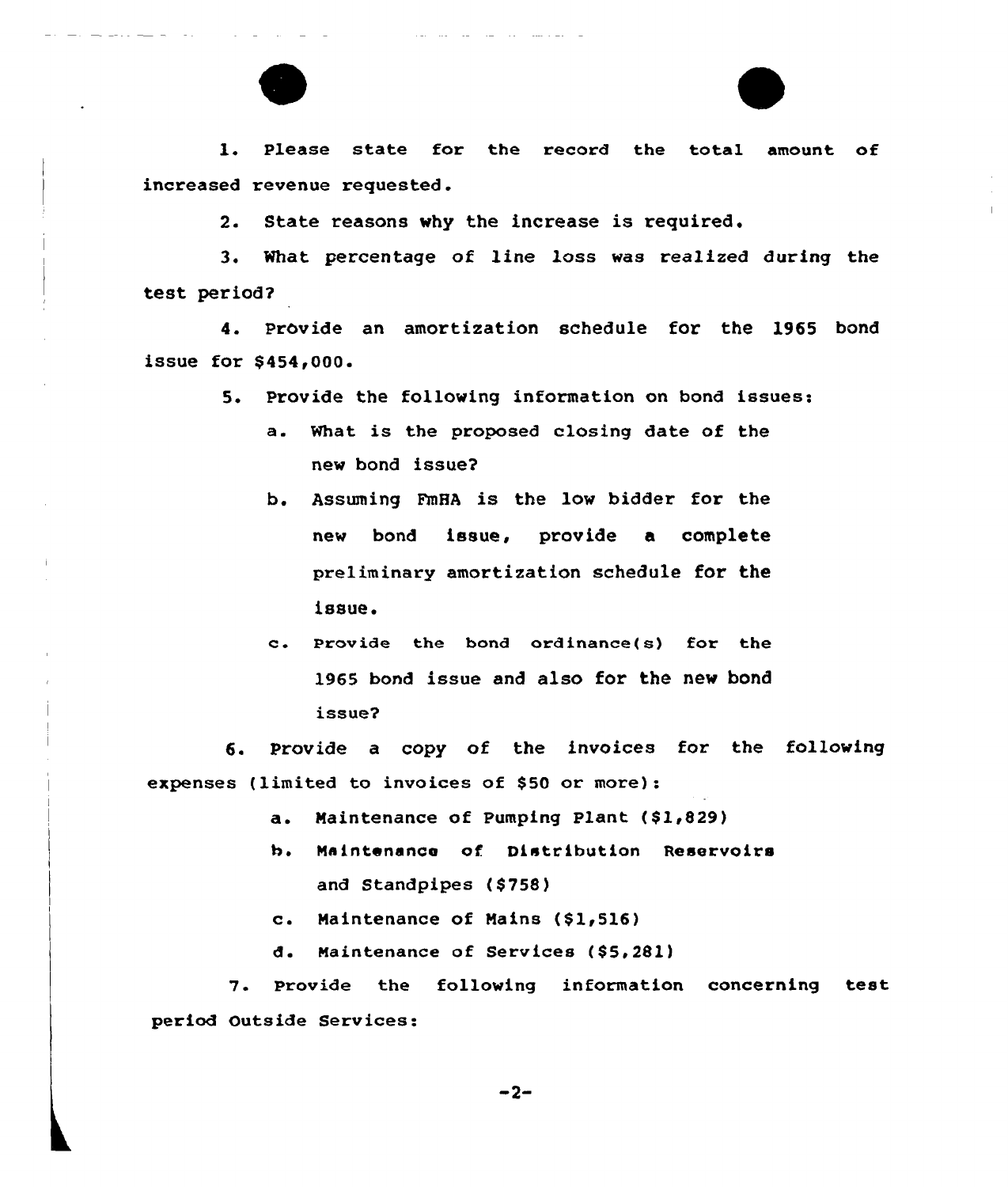1. Please state for the record the total amount of increased revenue requested.

2. State reasons why the increase is required.

3. What percentage of line loss was realized during the test period?

4. Provide an amortization schedule for the 1965 bond issue for $454,000.

5. Provide the following information on bond issues:

   a. What is the proposed closing date of the new bond issue?

   b. Assuming FmHA is the low bidder for the new bond issue, provide a complete preliminary amortization schedule for the issue.

   c. Provide the bond ordinance(s) for the 1965 bond issue and also for the new bond issue?

6. Provide a copy of the invoices for the following expenses (limited to invoices of $50 or more):

   a. Maintenance of Pumping Plant ($1,829)

   b. Maintenance of Distribution Reservoirs and Standpipes ($758)

   c. Maintenance of Mains ($1,516)

   d. Maintenance of Services ($5,281)

7. Provide the following information concerning test period Outside Services: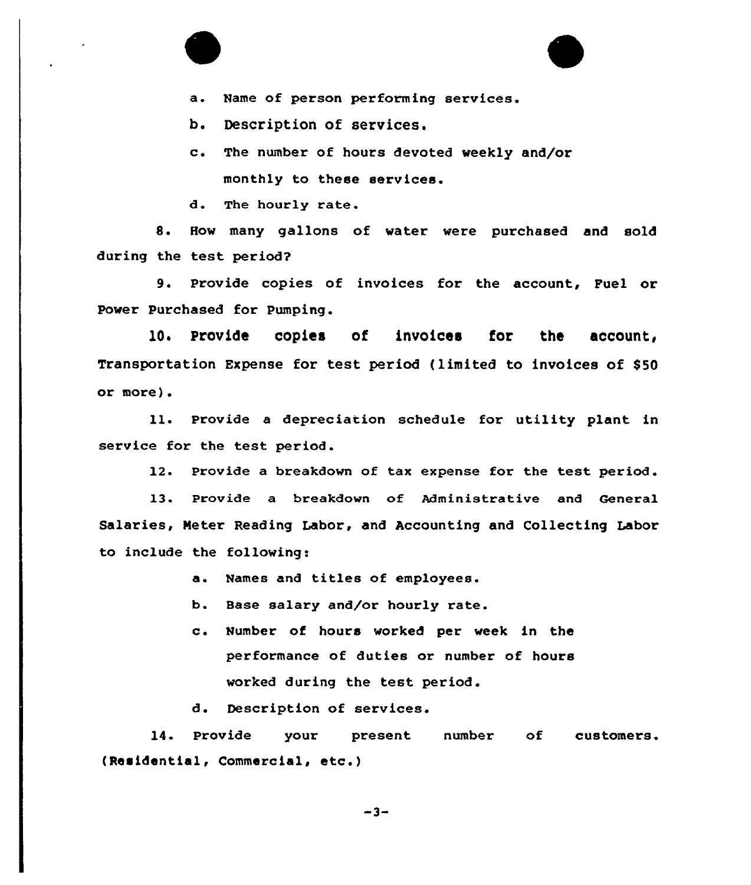a. Name of person performing services.

b. Description of services.

c. The number of hours devoted weekly and/or monthly to these services.

d. The hourly rate.

8. How many gallons of water were purchased and sold during the test period?

9. Provide copies of invoices for the account, Fuel or Power Purchased for Pumping.

10. Provide copies of invoices for the account, Transportation Expense for test period (limited to invoices of $50 or more).

11. Provide a depreciation schedule for utility plant in service for the test period.

12. Provide a breakdown of tax expense for the test period.

13. Provide a breakdown of Administrative and General Salaries, Meter Reading Labor, and Accounting and Collecting Labor to include the following:

a. Names and titles of employees.

b. Base salary and/or hourly rate.

c. Number of hours worked per week in the performance of duties or number of hours worked during the test period.

d. Description of services.

14. Provide your present number of customers. (Residential, Commercial, etc.)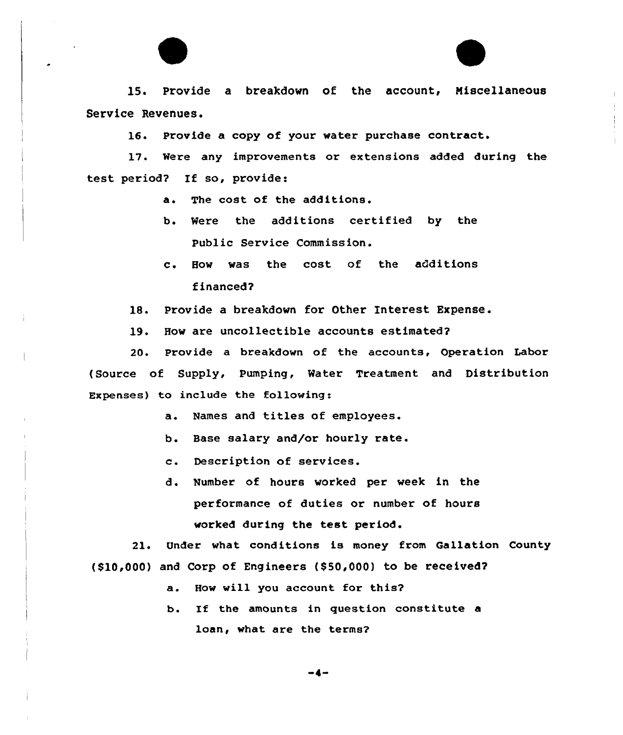15. Provide a breakdown of the account, Miscellaneous Service Revenues.

16. Provide a copy of your water purchase contract.

17. Were any improvements or extensions added during the test period? If so, provide:

   a. The cost of the additions.

   b. Were the additions certified by the Public Service Commission.

   c. How was the cost of the additions financed?

18. Provide a breakdown for Other Interest Expense.

19. How are uncollectible accounts estimated?

20. Provide a breakdown of the accounts, Operation Labor (Source of Supply, Pumping, Water Treatment and Distribution Expenses) to include the following:

   a. Names and titles of employees.

   b. Base salary and/or hourly rate.

   c. Description of services.

   d. Number of hours worked per week in the performance of duties or number of hours worked during the test period.

21. Under what conditions is money from Gallation County ($10,000) and Corp of Engineers ($50,000) to be received?

   a. How will you account for this?

   b. If the amounts in question constitute a loan, what are the terms?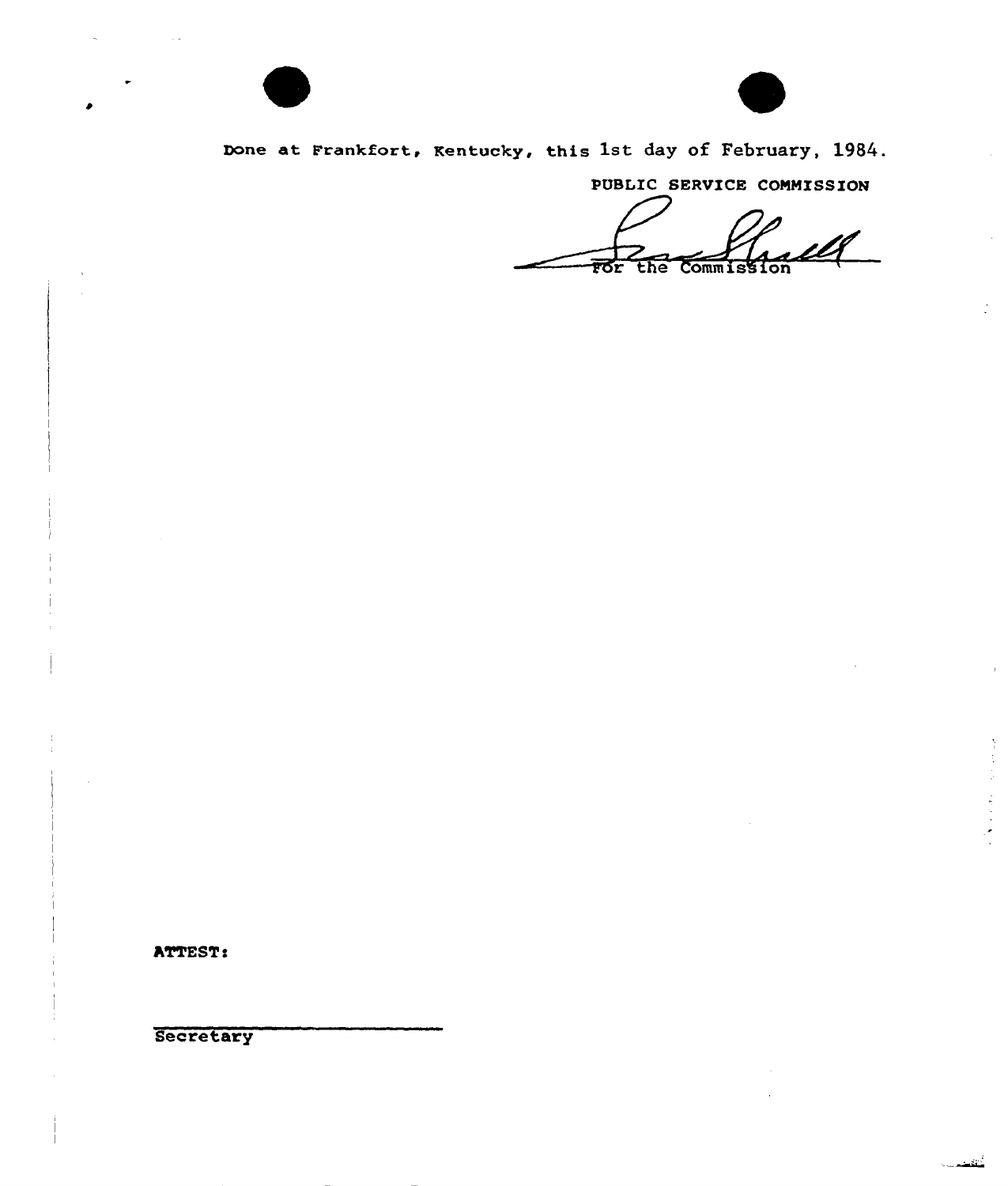Done at Frankfort, Kentucky, this 1st day of February, 1984.

PUBLIC SERVICE COMMISSION

For the Commission

ATTEST:

Secretary